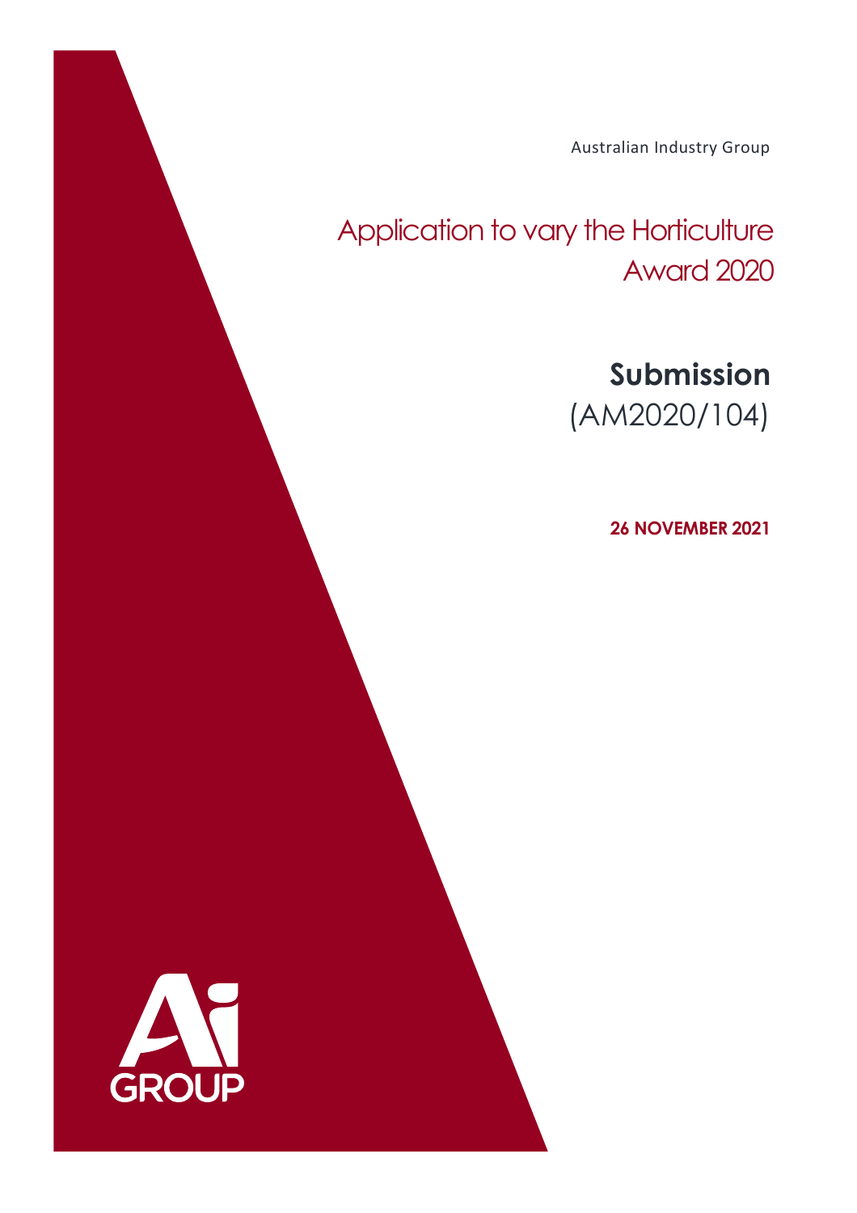Australian Industry Group

# Application to vary the Horticulture Award 2020

## Submission

(AM2020/104)

**26 NOVEMBER 2021**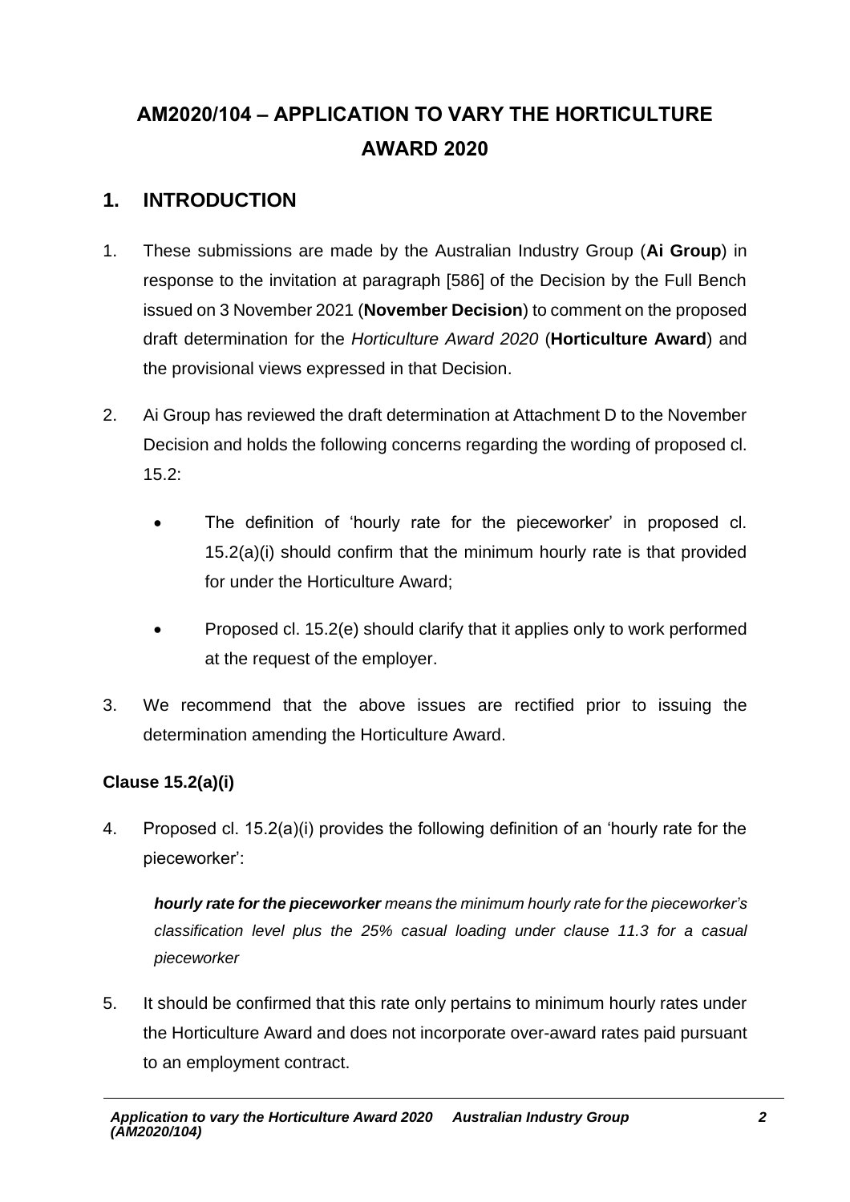# AM2020/104 – APPLICATION TO VARY THE HORTICULTURE AWARD 2020

## 1. INTRODUCTION

1. These submissions are made by the Australian Industry Group (**Ai Group**) in response to the invitation at paragraph [586] of the Decision by the Full Bench issued on 3 November 2021 (**November Decision**) to comment on the proposed draft determination for the *Horticulture Award 2020* (**Horticulture Award**) and the provisional views expressed in that Decision.

2. Ai Group has reviewed the draft determination at Attachment D to the November Decision and holds the following concerns regarding the wording of proposed cl. 15.2:

   - The definition of 'hourly rate for the pieceworker' in proposed cl. 15.2(a)(i) should confirm that the minimum hourly rate is that provided for under the Horticulture Award;
   - Proposed cl. 15.2(e) should clarify that it applies only to work performed at the request of the employer.

3. We recommend that the above issues are rectified prior to issuing the determination amending the Horticulture Award.

**Clause 15.2(a)(i)**

4. Proposed cl. 15.2(a)(i) provides the following definition of an 'hourly rate for the pieceworker':

   > ***hourly rate for the pieceworker*** *means the minimum hourly rate for the pieceworker's classification level plus the 25% casual loading under clause 11.3 for a casual pieceworker*

5. It should be confirmed that this rate only pertains to minimum hourly rates under the Horticulture Award and does not incorporate over-award rates paid pursuant to an employment contract.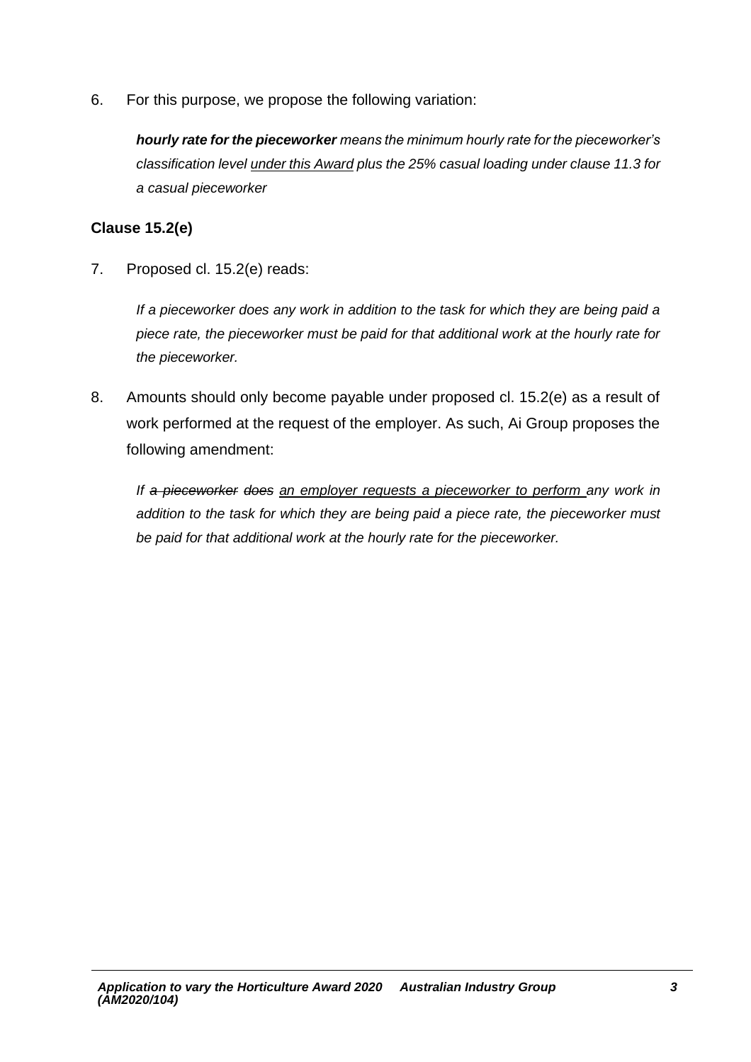6. For this purpose, we propose the following variation:

> ***hourly rate for the pieceworker*** *means the minimum hourly rate for the pieceworker's classification level <u>under this Award</u> plus the 25% casual loading under clause 11.3 for a casual pieceworker*

**Clause 15.2(e)**

7. Proposed cl. 15.2(e) reads:

> *If a pieceworker does any work in addition to the task for which they are being paid a piece rate, the pieceworker must be paid for that additional work at the hourly rate for the pieceworker.*

8. Amounts should only become payable under proposed cl. 15.2(e) as a result of work performed at the request of the employer. As such, Ai Group proposes the following amendment:

> *If ~~a pieceworker~~ ~~does~~ <u>an employer requests a pieceworker to perform</u> any work in addition to the task for which they are being paid a piece rate, the pieceworker must be paid for that additional work at the hourly rate for the pieceworker.*